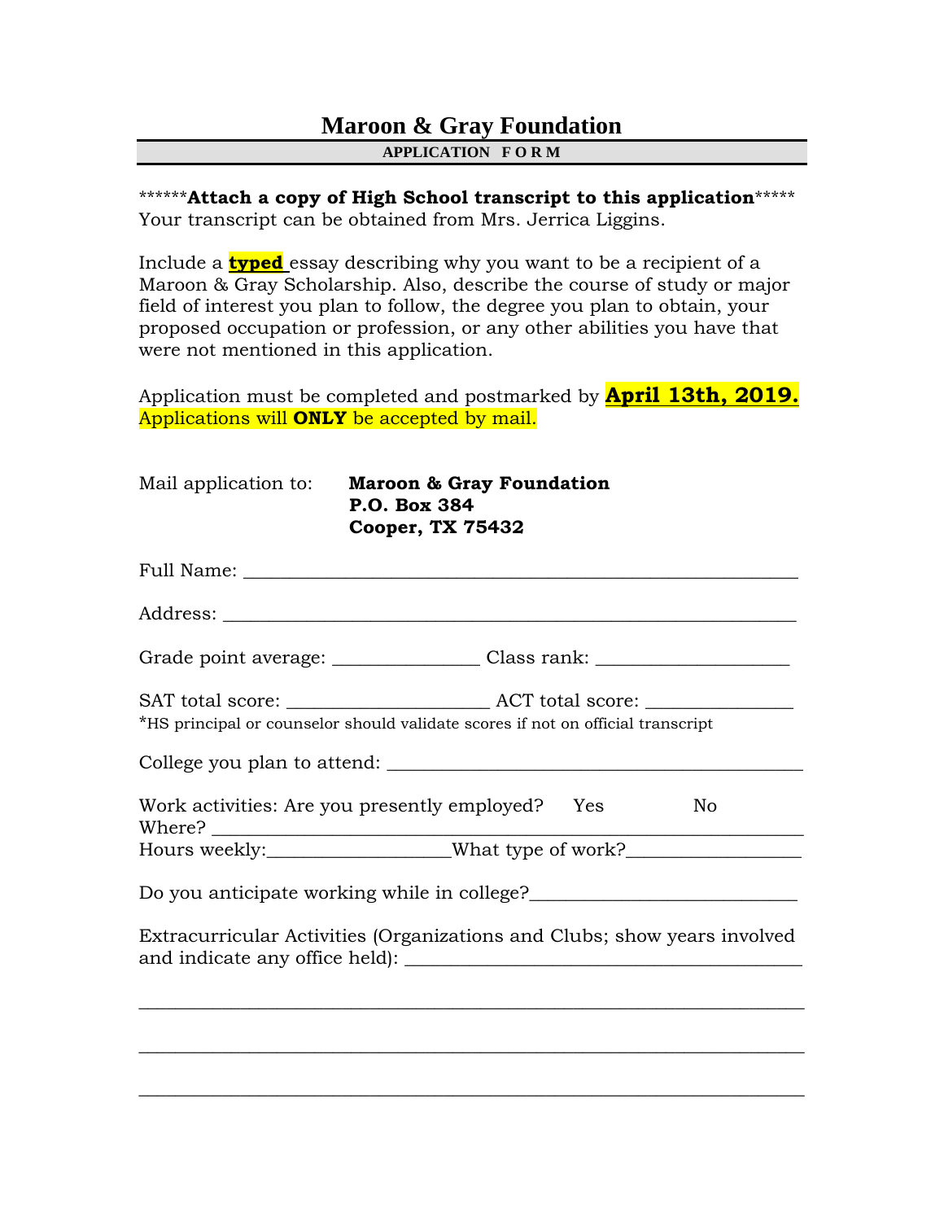# Maroon & Gray Foundation

**APPLICATION FORM**

******\*\*Attach a copy of High School transcript to this application**\*\*\*\*\*
Your transcript can be obtained from Mrs. Jerrica Liggins.

Include a **typed** essay describing why you want to be a recipient of a Maroon & Gray Scholarship. Also, describe the course of study or major field of interest you plan to follow, the degree you plan to obtain, your proposed occupation or profession, or any other abilities you have that were not mentioned in this application.

Application must be completed and postmarked by **April 13th, 2019.** Applications will **ONLY** be accepted by mail.

Mail application to: **Maroon & Gray Foundation**
**P.O. Box 384**
**Cooper, TX 75432**

Full Name: ____________________________________________________________

Address: ______________________________________________________________

Grade point average: _______________ Class rank: ____________________

SAT total score: _____________________ ACT total score: _______________
*HS principal or counselor should validate scores if not on official transcript

College you plan to attend: ____________________________________________

Work activities: Are you presently employed? Yes No
Where? _______________________________________________________________
Hours weekly:__________________What type of work?_________________

Do you anticipate working while in college?___________________________

Extracurricular Activities (Organizations and Clubs; show years involved and indicate any office held): ________________________________________

_____________________________________________________________________

_____________________________________________________________________

_____________________________________________________________________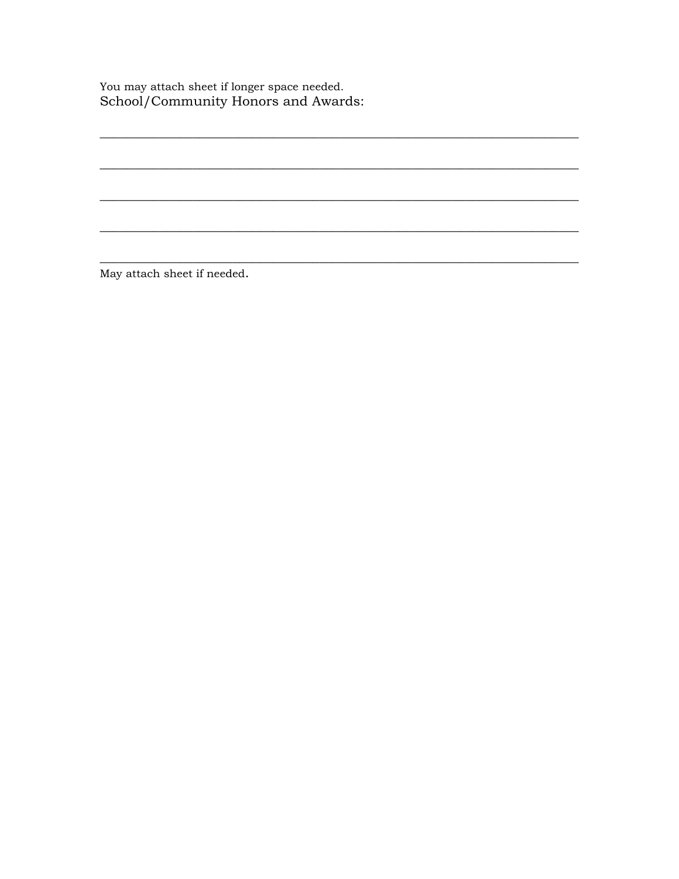You may attach sheet if longer space needed.

School/Community Honors and Awards:

_______________________________________________________________________________

_______________________________________________________________________________

_______________________________________________________________________________

_______________________________________________________________________________

_______________________________________________________________________________

May attach sheet if needed.